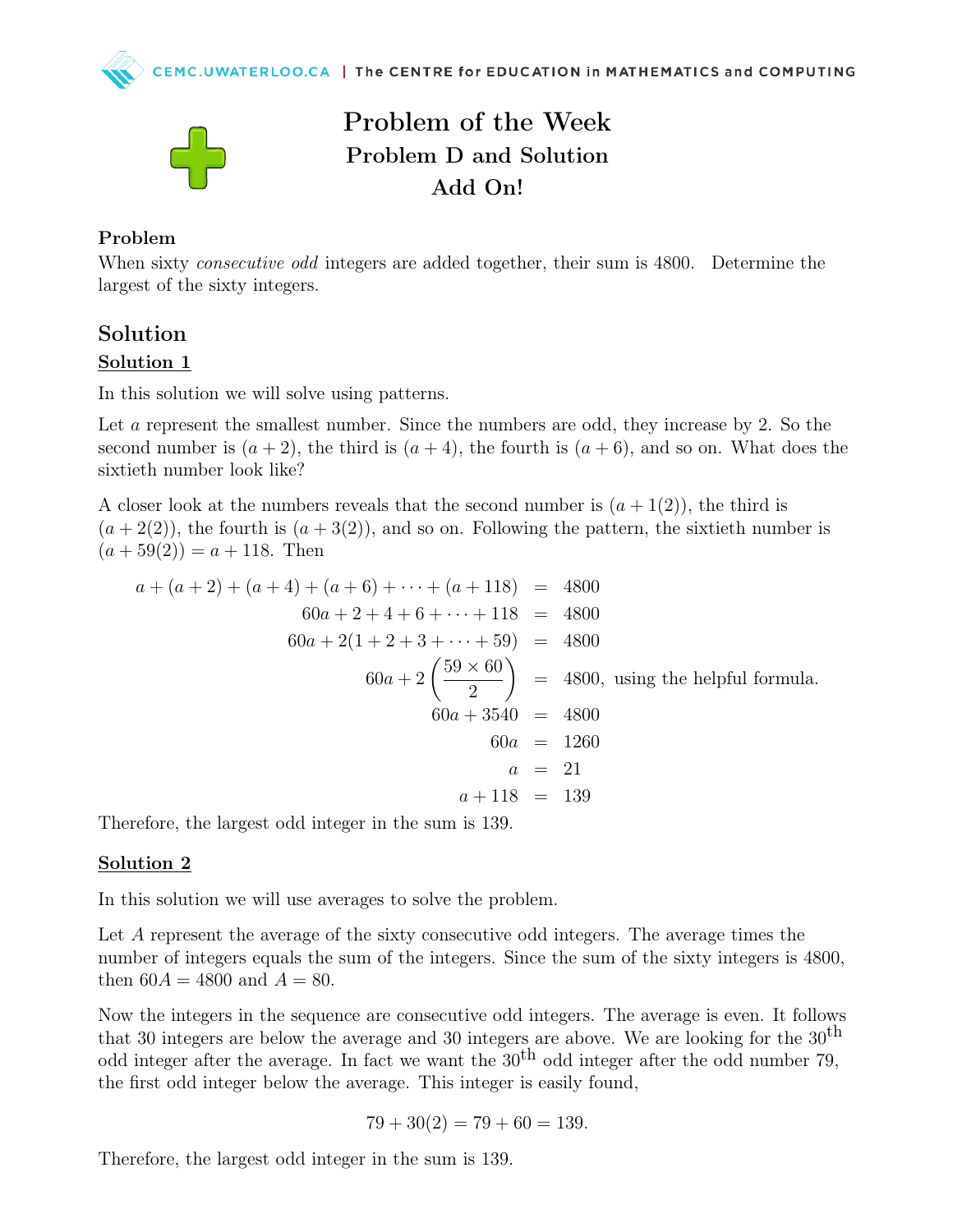# Problem of the Week

## Problem D and Solution

## Add On!

**Problem**

When sixty *consecutive odd* integers are added together, their sum is 4800. Determine the largest of the sixty integers.

## Solution

**Solution 1**

In this solution we will solve using patterns.

Let $a$ represent the smallest number. Since the numbers are odd, they increase by 2. So the second number is $(a + 2)$, the third is $(a + 4)$, the fourth is $(a + 6)$, and so on. What does the sixtieth number look like?

A closer look at the numbers reveals that the second number is $(a + 1(2))$, the third is $(a + 2(2))$, the fourth is $(a + 3(2))$, and so on. Following the pattern, the sixtieth number is $(a + 59(2)) = a + 118$. Then

$$
\begin{aligned}
a + (a + 2) + (a + 4) + (a + 6) + \cdots + (a + 118) &= 4800 \\
60a + 2 + 4 + 6 + \cdots + 118 &= 4800 \\
60a + 2(1 + 2 + 3 + \cdots + 59) &= 4800 \\
60a + 2\left(\frac{59 \times 60}{2}\right) &= 4800, \text{ using the helpful formula.} \\
60a + 3540 &= 4800 \\
60a &= 1260 \\
a &= 21 \\
a + 118 &= 139
\end{aligned}
$$

Therefore, the largest odd integer in the sum is 139.

**Solution 2**

In this solution we will use averages to solve the problem.

Let $A$ represent the average of the sixty consecutive odd integers. The average times the number of integers equals the sum of the integers. Since the sum of the sixty integers is 4800, then $60A = 4800$ and $A = 80$.

Now the integers in the sequence are consecutive odd integers. The average is even. It follows that 30 integers are below the average and 30 integers are above. We are looking for the $30^{\text{th}}$ odd integer after the average. In fact we want the $30^{\text{th}}$ odd integer after the odd number 79, the first odd integer below the average. This integer is easily found,

$$79 + 30(2) = 79 + 60 = 139.$$

Therefore, the largest odd integer in the sum is 139.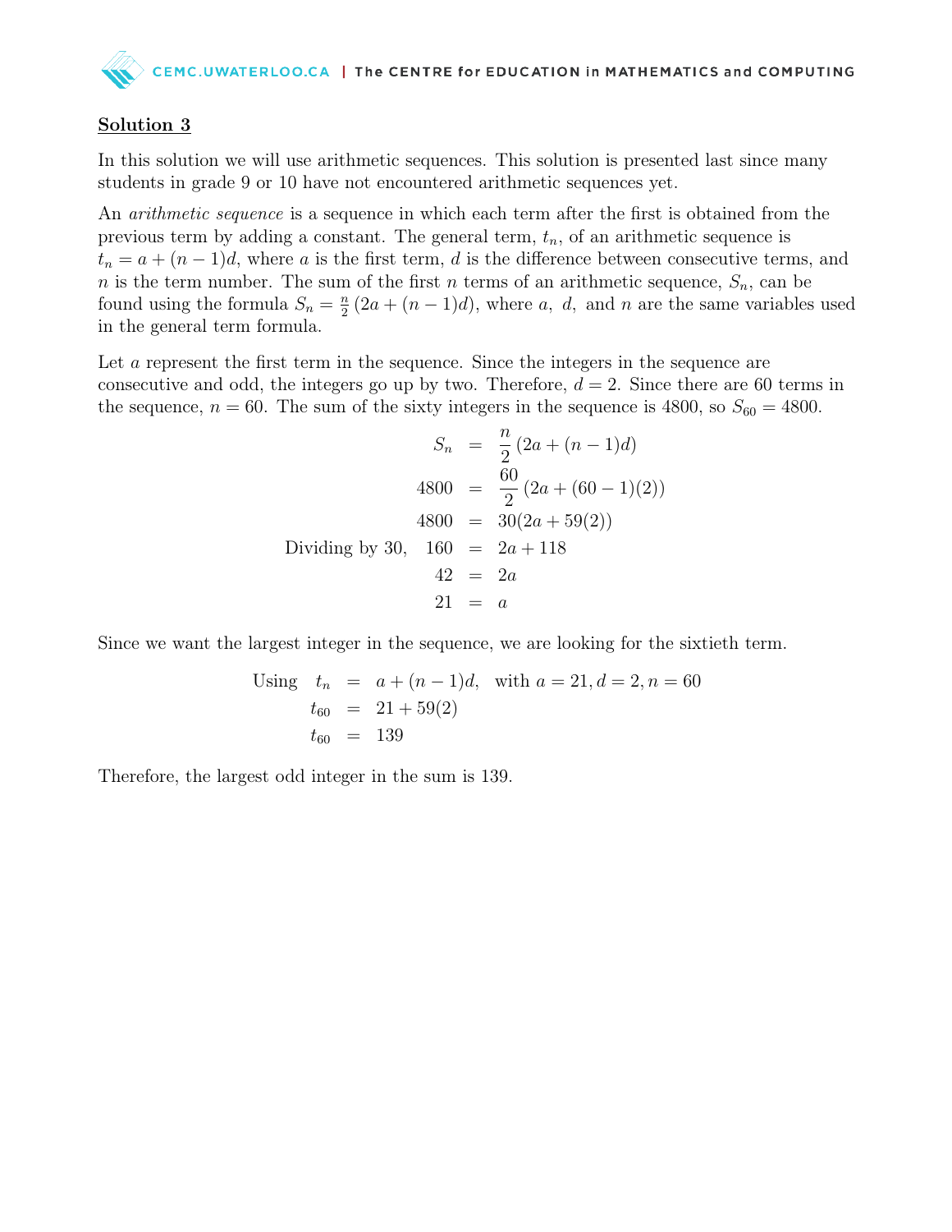**Solution 3**

In this solution we will use arithmetic sequences. This solution is presented last since many students in grade 9 or 10 have not encountered arithmetic sequences yet.

An *arithmetic sequence* is a sequence in which each term after the first is obtained from the previous term by adding a constant. The general term, $t_n$, of an arithmetic sequence is $t_n = a + (n-1)d$, where $a$ is the first term, $d$ is the difference between consecutive terms, and $n$ is the term number. The sum of the first $n$ terms of an arithmetic sequence, $S_n$, can be found using the formula $S_n = \frac{n}{2}(2a + (n-1)d)$, where $a$, $d$, and $n$ are the same variables used in the general term formula.

Let $a$ represent the first term in the sequence. Since the integers in the sequence are consecutive and odd, the integers go up by two. Therefore, $d = 2$. Since there are 60 terms in the sequence, $n = 60$. The sum of the sixty integers in the sequence is 4800, so $S_{60} = 4800$.

$$\begin{aligned}
S_n &= \frac{n}{2}(2a + (n-1)d) \\
4800 &= \frac{60}{2}(2a + (60-1)(2)) \\
4800 &= 30(2a + 59(2)) \\
\text{Dividing by 30,} \quad 160 &= 2a + 118 \\
42 &= 2a \\
21 &= a
\end{aligned}$$

Since we want the largest integer in the sequence, we are looking for the sixtieth term.

$$\begin{aligned}
\text{Using} \quad t_n &= a + (n-1)d, \quad \text{with } a = 21, d = 2, n = 60 \\
t_{60} &= 21 + 59(2) \\
t_{60} &= 139
\end{aligned}$$

Therefore, the largest odd integer in the sum is 139.